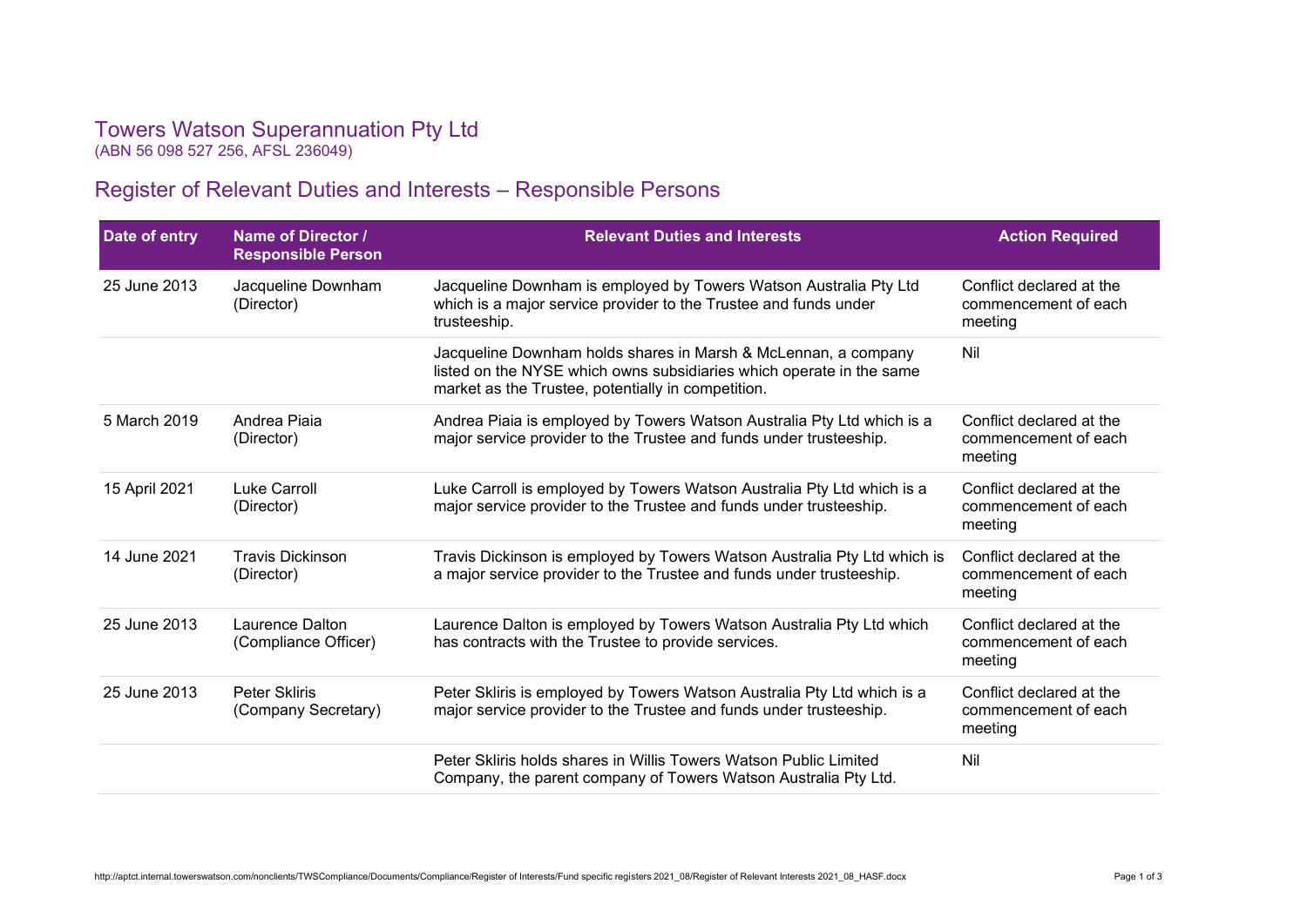# Towers Watson Superannuation Pty Ltd

(ABN 56 098 527 256, AFSL 236049)

## Register of Relevant Duties and Interests – Responsible Persons

| Date of entry | Name of Director / Responsible Person | Relevant Duties and Interests | Action Required |
|---|---|---|---|
| 25 June 2013 | Jacqueline Downham (Director) | Jacqueline Downham is employed by Towers Watson Australia Pty Ltd which is a major service provider to the Trustee and funds under trusteeship. | Conflict declared at the commencement of each meeting |
| | | Jacqueline Downham holds shares in Marsh & McLennan, a company listed on the NYSE which owns subsidiaries which operate in the same market as the Trustee, potentially in competition. | Nil |
| 5 March 2019 | Andrea Piaia (Director) | Andrea Piaia is employed by Towers Watson Australia Pty Ltd which is a major service provider to the Trustee and funds under trusteeship. | Conflict declared at the commencement of each meeting |
| 15 April 2021 | Luke Carroll (Director) | Luke Carroll is employed by Towers Watson Australia Pty Ltd which is a major service provider to the Trustee and funds under trusteeship. | Conflict declared at the commencement of each meeting |
| 14 June 2021 | Travis Dickinson (Director) | Travis Dickinson is employed by Towers Watson Australia Pty Ltd which is a major service provider to the Trustee and funds under trusteeship. | Conflict declared at the commencement of each meeting |
| 25 June 2013 | Laurence Dalton (Compliance Officer) | Laurence Dalton is employed by Towers Watson Australia Pty Ltd which has contracts with the Trustee to provide services. | Conflict declared at the commencement of each meeting |
| 25 June 2013 | Peter Skliris (Company Secretary) | Peter Skliris is employed by Towers Watson Australia Pty Ltd which is a major service provider to the Trustee and funds under trusteeship. | Conflict declared at the commencement of each meeting |
| | | Peter Skliris holds shares in Willis Towers Watson Public Limited Company, the parent company of Towers Watson Australia Pty Ltd. | Nil |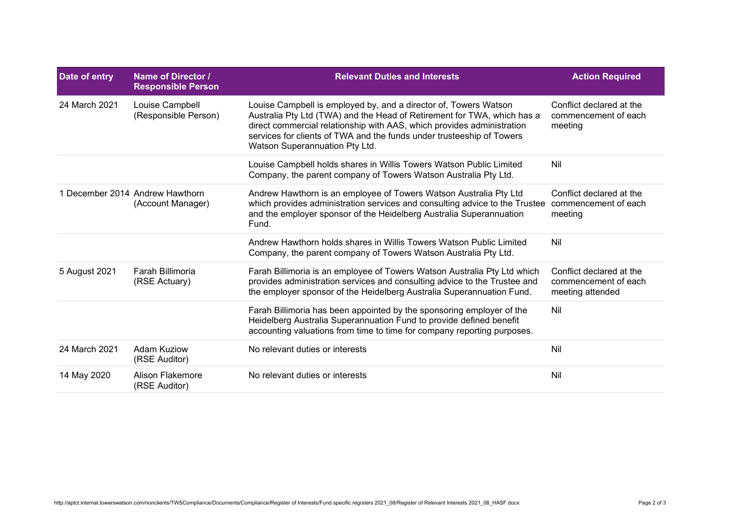| Date of entry | Name of Director / Responsible Person | Relevant Duties and Interests | Action Required |
| --- | --- | --- | --- |
| 24 March 2021 | Louise Campbell (Responsible Person) | Louise Campbell is employed by, and a director of, Towers Watson Australia Pty Ltd (TWA) and the Head of Retirement for TWA, which has a direct commercial relationship with AAS, which provides administration services for clients of TWA and the funds under trusteeship of Towers Watson Superannuation Pty Ltd. | Conflict declared at the commencement of each meeting |
| | | Louise Campbell holds shares in Willis Towers Watson Public Limited Company, the parent company of Towers Watson Australia Pty Ltd. | Nil |
| 1 December 2014 | Andrew Hawthorn (Account Manager) | Andrew Hawthorn is an employee of Towers Watson Australia Pty Ltd which provides administration services and consulting advice to the Trustee and the employer sponsor of the Heidelberg Australia Superannuation Fund. | Conflict declared at the commencement of each meeting |
| | | Andrew Hawthorn holds shares in Willis Towers Watson Public Limited Company, the parent company of Towers Watson Australia Pty Ltd. | Nil |
| 5 August 2021 | Farah Billimoria (RSE Actuary) | Farah Billimoria is an employee of Towers Watson Australia Pty Ltd which provides administration services and consulting advice to the Trustee and the employer sponsor of the Heidelberg Australia Superannuation Fund. | Conflict declared at the commencement of each meeting attended |
| | | Farah Billimoria has been appointed by the sponsoring employer of the Heidelberg Australia Superannuation Fund to provide defined benefit accounting valuations from time to time for company reporting purposes. | Nil |
| 24 March 2021 | Adam Kuziow (RSE Auditor) | No relevant duties or interests | Nil |
| 14 May 2020 | Alison Flakemore (RSE Auditor) | No relevant duties or interests | Nil |

http://aptct.internal.towerswatson.com/nonclients/TWSCompliance/Documents/Compliance/Register of Interests/Fund specific registers 2021_08/Register of Relevant Interests 2021_08_HASF.docx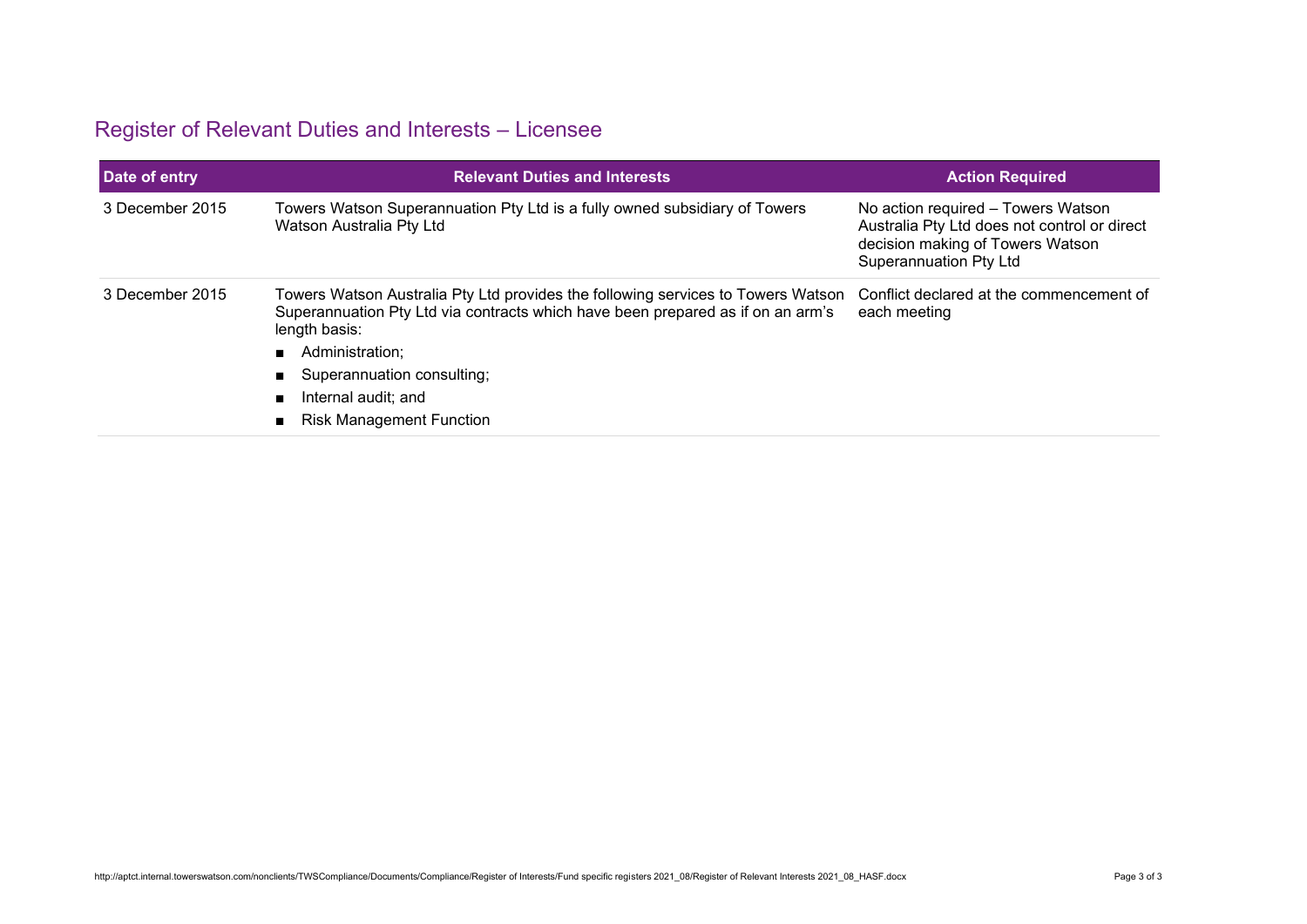## Register of Relevant Duties and Interests – Licensee

| Date of entry | Relevant Duties and Interests | Action Required |
|---|---|---|
| 3 December 2015 | Towers Watson Superannuation Pty Ltd is a fully owned subsidiary of Towers Watson Australia Pty Ltd | No action required – Towers Watson Australia Pty Ltd does not control or direct decision making of Towers Watson Superannuation Pty Ltd |
| 3 December 2015 | Towers Watson Australia Pty Ltd provides the following services to Towers Watson Superannuation Pty Ltd via contracts which have been prepared as if on an arm's length basis:<br>■ Administration;<br>■ Superannuation consulting;<br>■ Internal audit; and<br>■ Risk Management Function | Conflict declared at the commencement of each meeting |